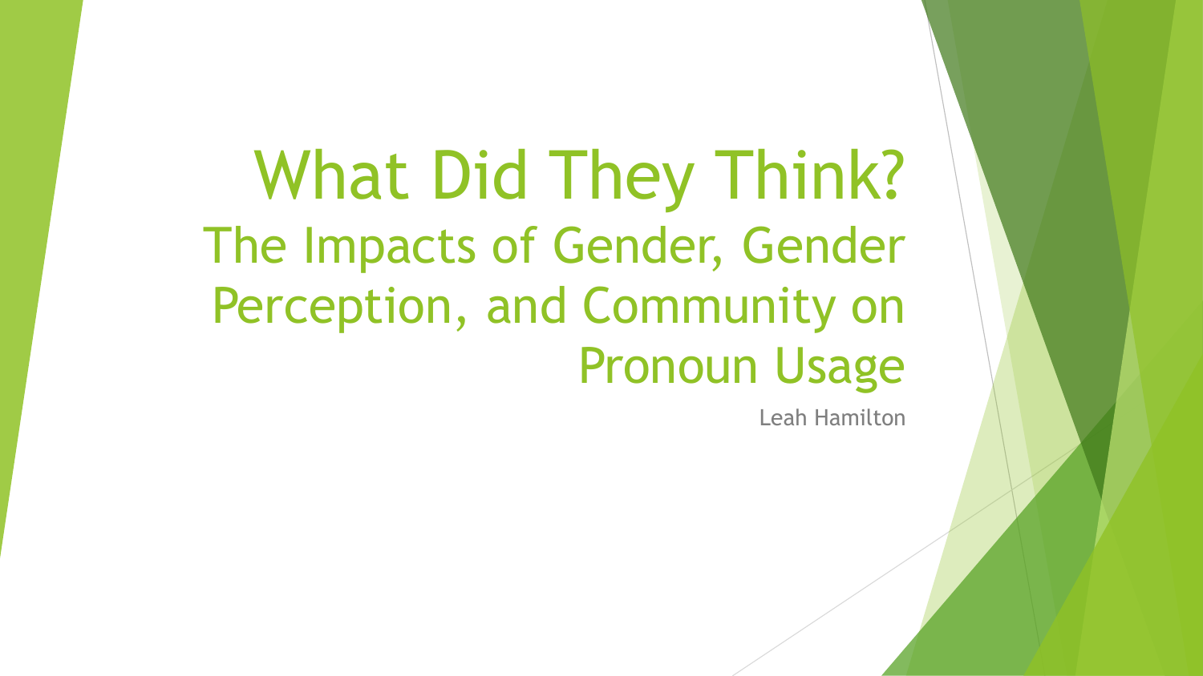# What Did They Think?

## The Impacts of Gender, Gender Perception, and Community on Pronoun Usage

Leah Hamilton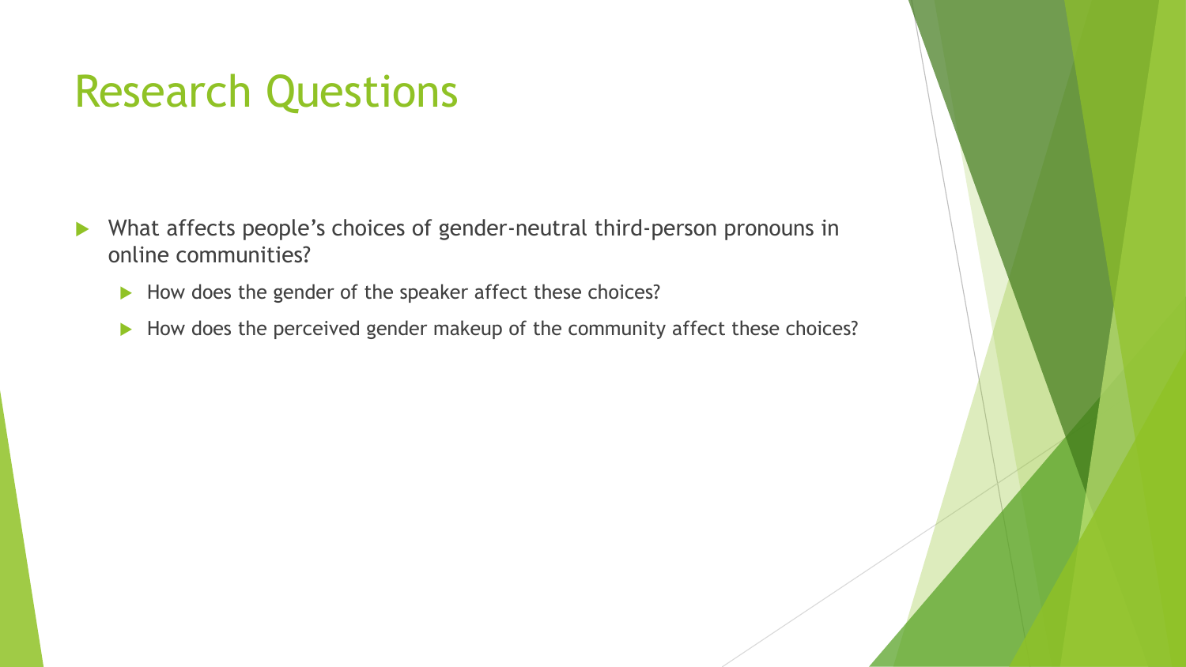# Research Questions

- What affects people's choices of gender-neutral third-person pronouns in online communities?
  - How does the gender of the speaker affect these choices?
  - How does the perceived gender makeup of the community affect these choices?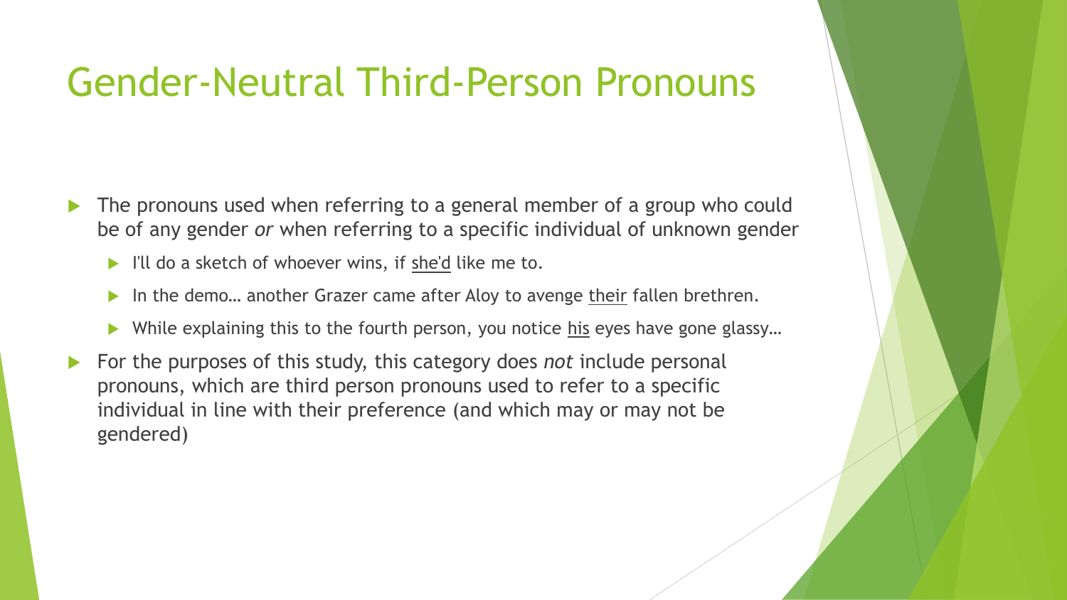# Gender-Neutral Third-Person Pronouns

- The pronouns used when referring to a general member of a group who could be of any gender *or* when referring to a specific individual of unknown gender
  - I'll do a sketch of whoever wins, if <u>she'd</u> like me to.
  - In the demo… another Grazer came after Aloy to avenge <u>their</u> fallen brethren.
  - While explaining this to the fourth person, you notice <u>his</u> eyes have gone glassy…
- For the purposes of this study, this category does *not* include personal pronouns, which are third person pronouns used to refer to a specific individual in line with their preference (and which may or may not be gendered)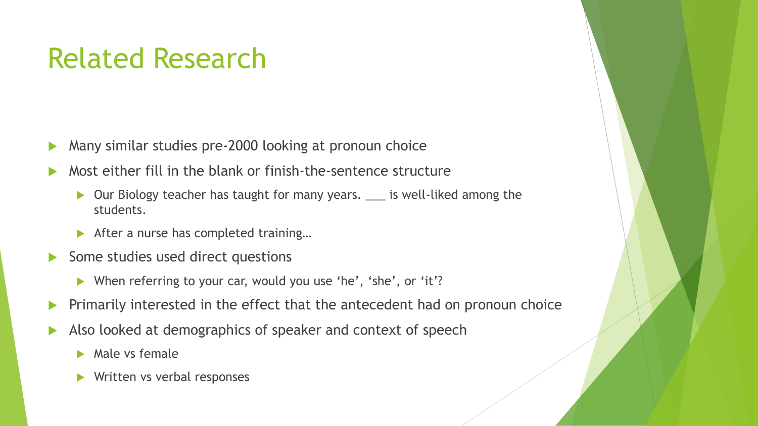# Related Research

- Many similar studies pre-2000 looking at pronoun choice
- Most either fill in the blank or finish-the-sentence structure
  - Our Biology teacher has taught for many years. ___ is well-liked among the students.
  - After a nurse has completed training…
- Some studies used direct questions
  - When referring to your car, would you use 'he', 'she', or 'it'?
- Primarily interested in the effect that the antecedent had on pronoun choice
- Also looked at demographics of speaker and context of speech
  - Male vs female
  - Written vs verbal responses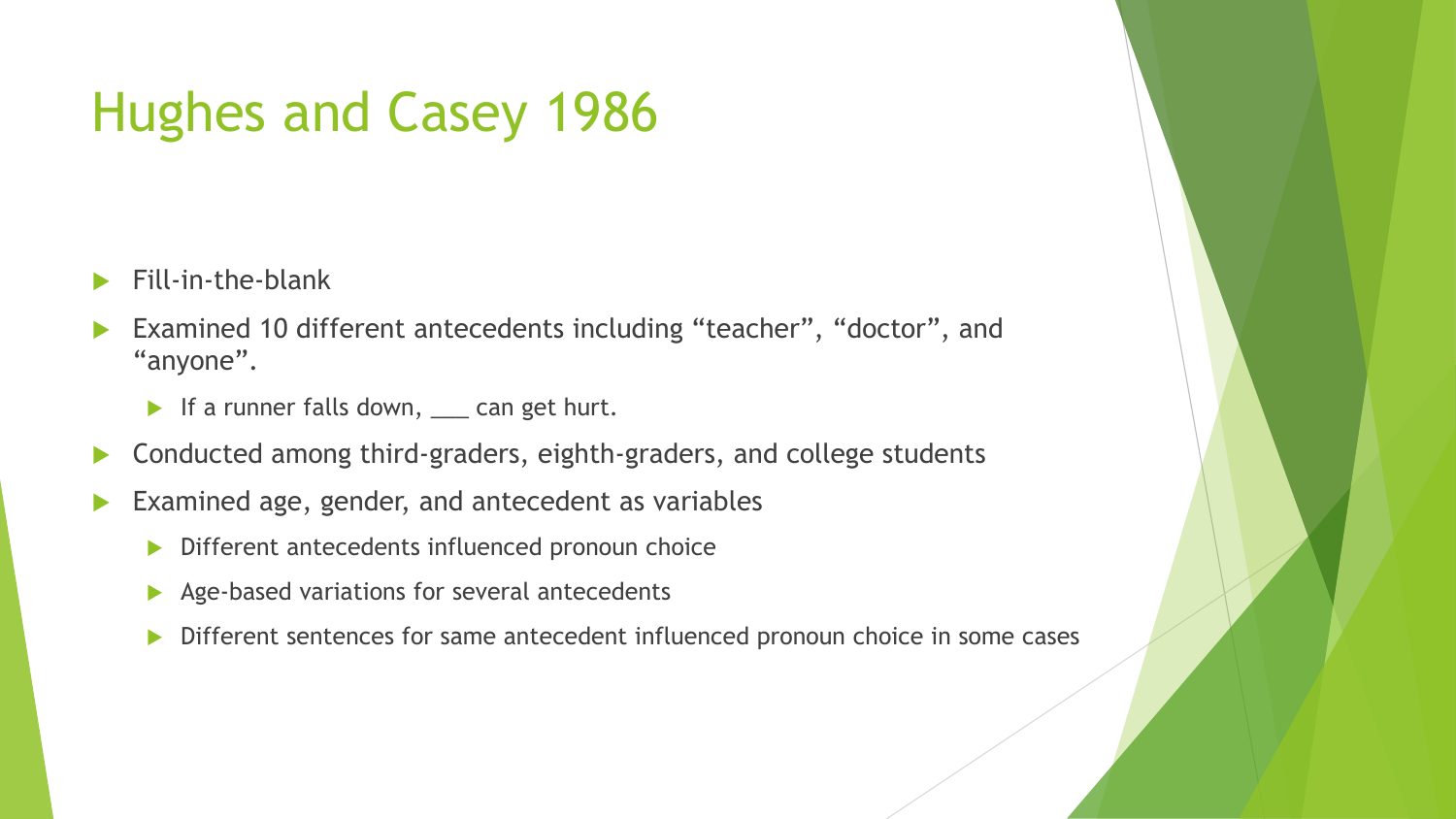# Hughes and Casey 1986

- Fill-in-the-blank
- Examined 10 different antecedents including “teacher”, “doctor”, and “anyone”.
  - If a runner falls down, ___ can get hurt.
- Conducted among third-graders, eighth-graders, and college students
- Examined age, gender, and antecedent as variables
  - Different antecedents influenced pronoun choice
  - Age-based variations for several antecedents
  - Different sentences for same antecedent influenced pronoun choice in some cases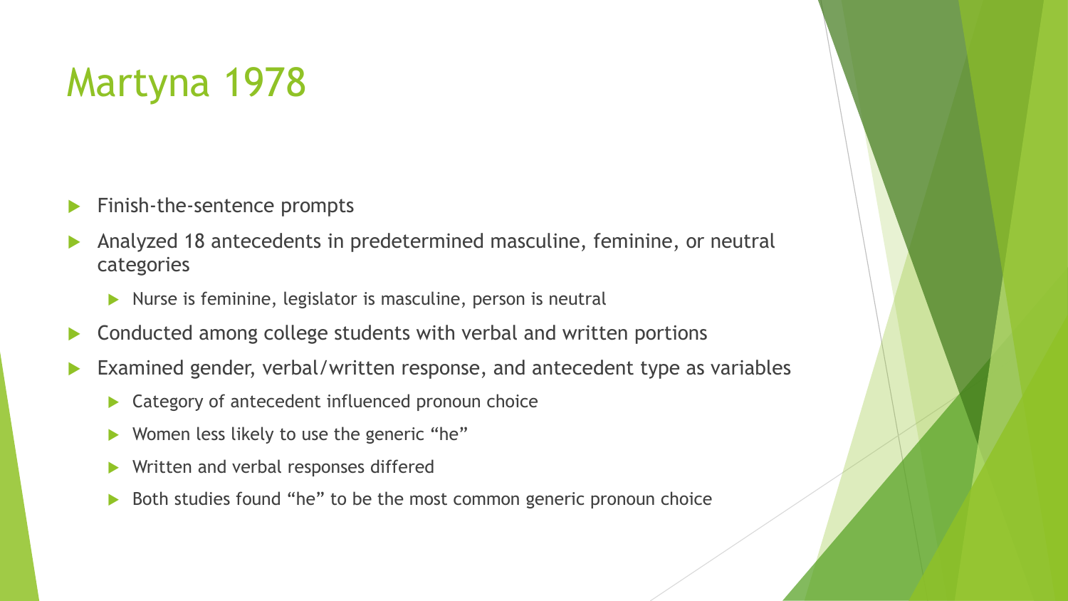# Martyna 1978

- Finish-the-sentence prompts
- Analyzed 18 antecedents in predetermined masculine, feminine, or neutral categories
  - Nurse is feminine, legislator is masculine, person is neutral
- Conducted among college students with verbal and written portions
- Examined gender, verbal/written response, and antecedent type as variables
  - Category of antecedent influenced pronoun choice
  - Women less likely to use the generic "he"
  - Written and verbal responses differed
  - Both studies found "he" to be the most common generic pronoun choice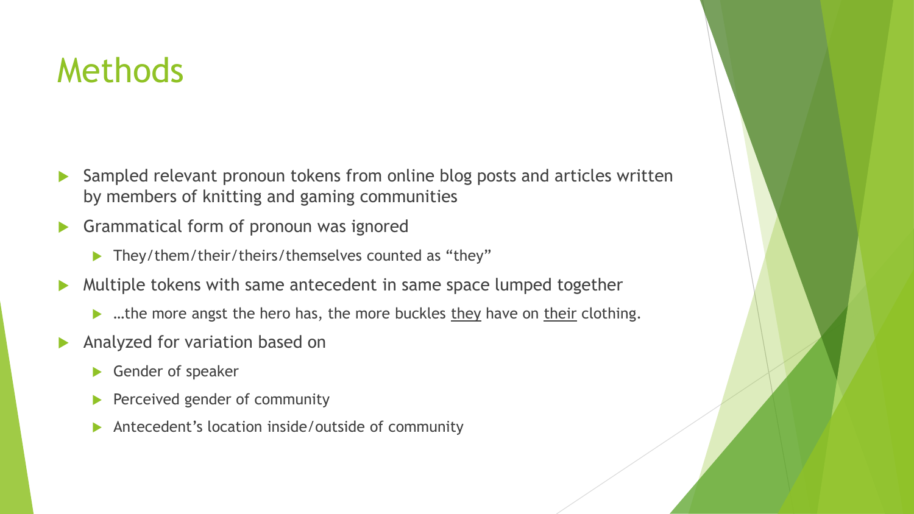# Methods

- Sampled relevant pronoun tokens from online blog posts and articles written by members of knitting and gaming communities
- Grammatical form of pronoun was ignored
  - They/them/their/theirs/themselves counted as "they"
- Multiple tokens with same antecedent in same space lumped together
  - …the more angst the hero has, the more buckles <u>they</u> have on <u>their</u> clothing.
- Analyzed for variation based on
  - Gender of speaker
  - Perceived gender of community
  - Antecedent's location inside/outside of community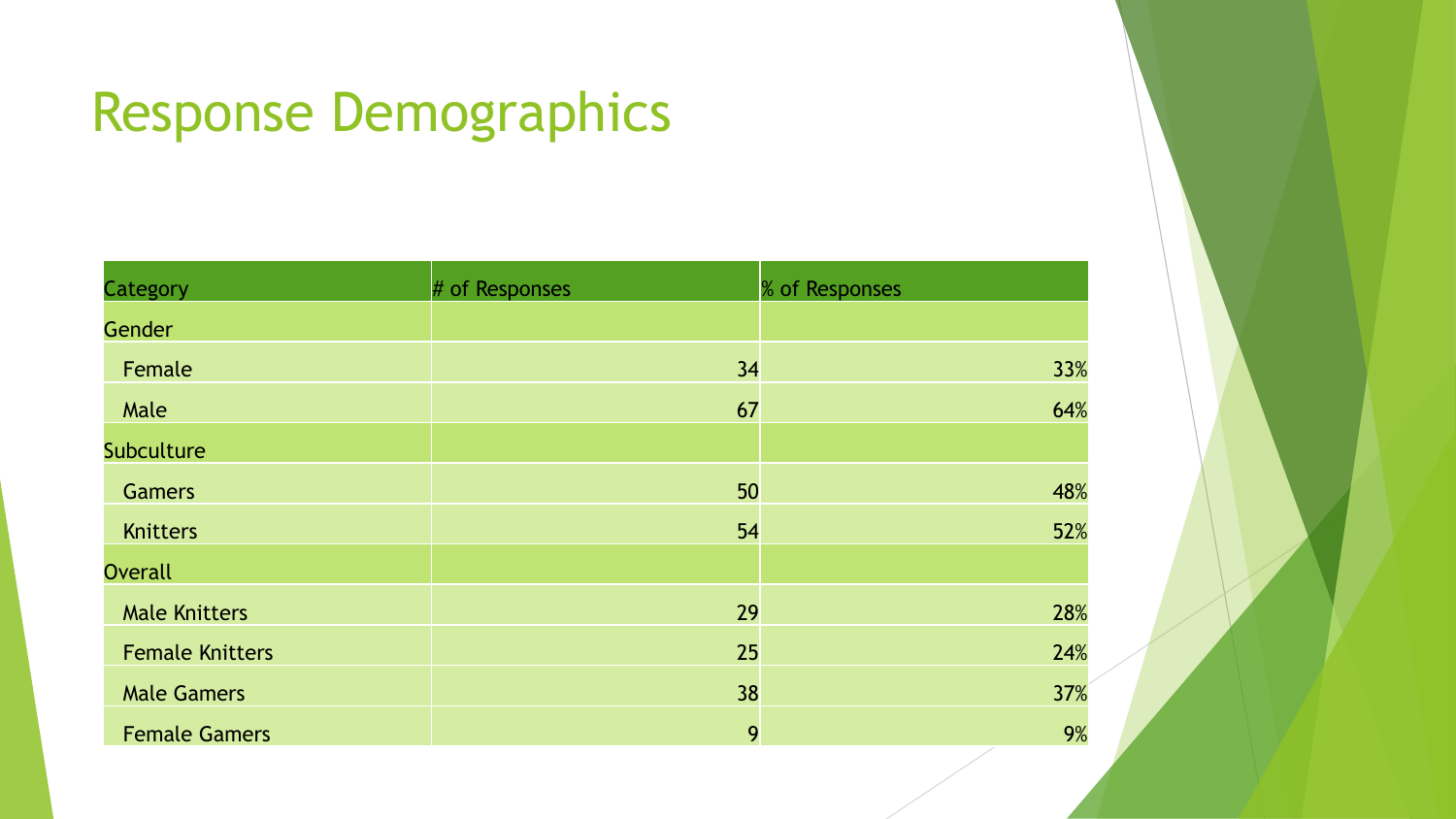# Response Demographics

| Category | # of Responses | % of Responses |
| --- | --- | --- |
| Gender | | |
| Female | 34 | 33% |
| Male | 67 | 64% |
| Subculture | | |
| Gamers | 50 | 48% |
| Knitters | 54 | 52% |
| Overall | | |
| Male Knitters | 29 | 28% |
| Female Knitters | 25 | 24% |
| Male Gamers | 38 | 37% |
| Female Gamers | 9 | 9% |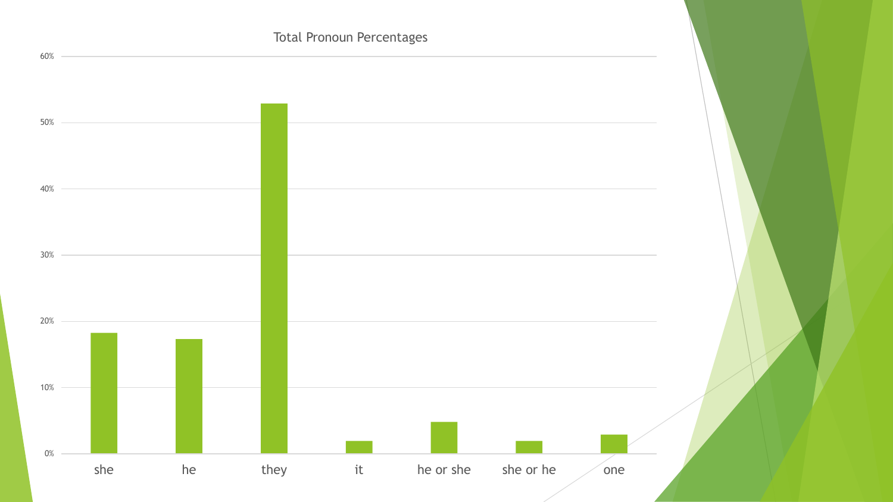Total Pronoun Percentages

| Pronoun | Percentage |
| --- | --- |
| she | ~18% |
| he | ~17% |
| they | ~53% |
| it | ~2% |
| he or she | ~5% |
| she or he | ~2% |
| one | ~3% |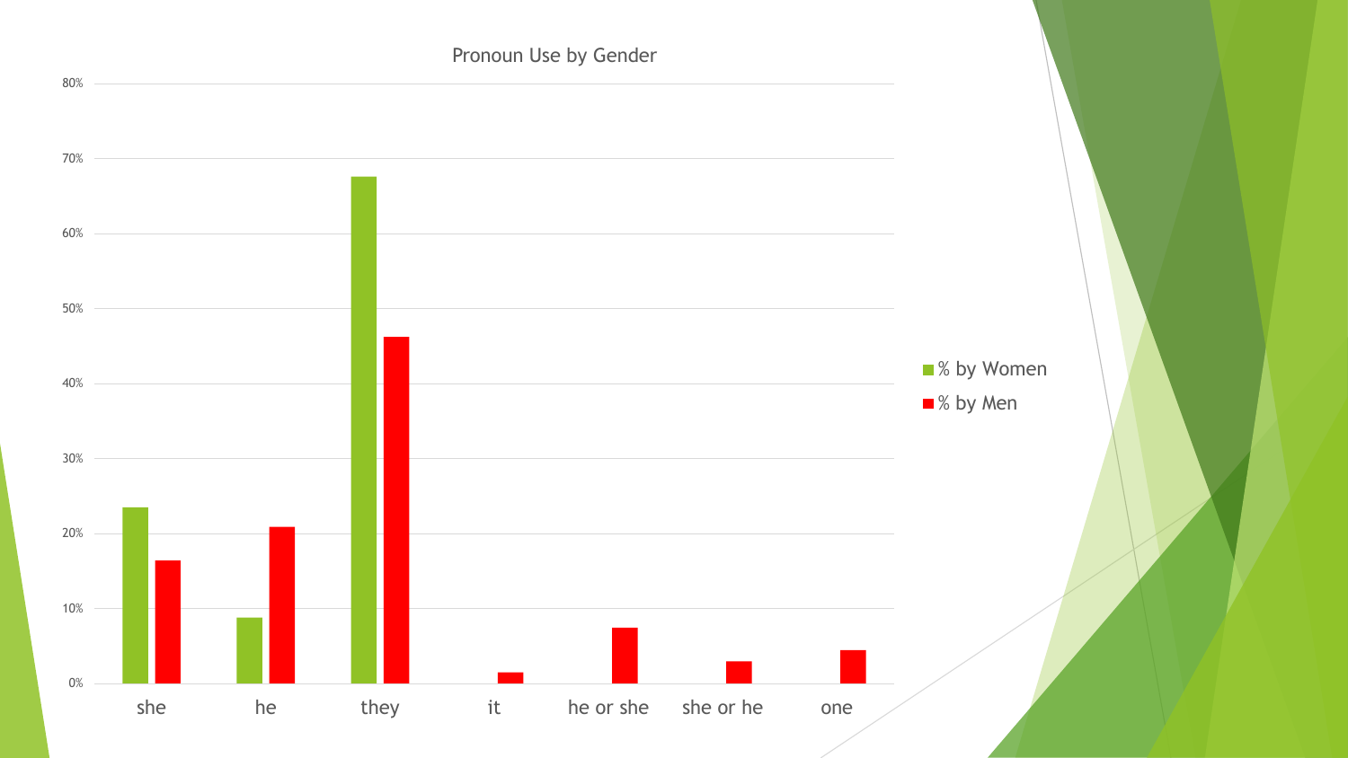Pronoun Use by Gender

| | she | he | they | it | he or she | she or he | one |
|---|---|---|---|---|---|---|---|
| % by Women | 23.5% | 8.8% | 67.6% | | | | |
| % by Men | 16.4% | 20.9% | 46.3% | 1.5% | 7.5% | 3.0% | 4.5% |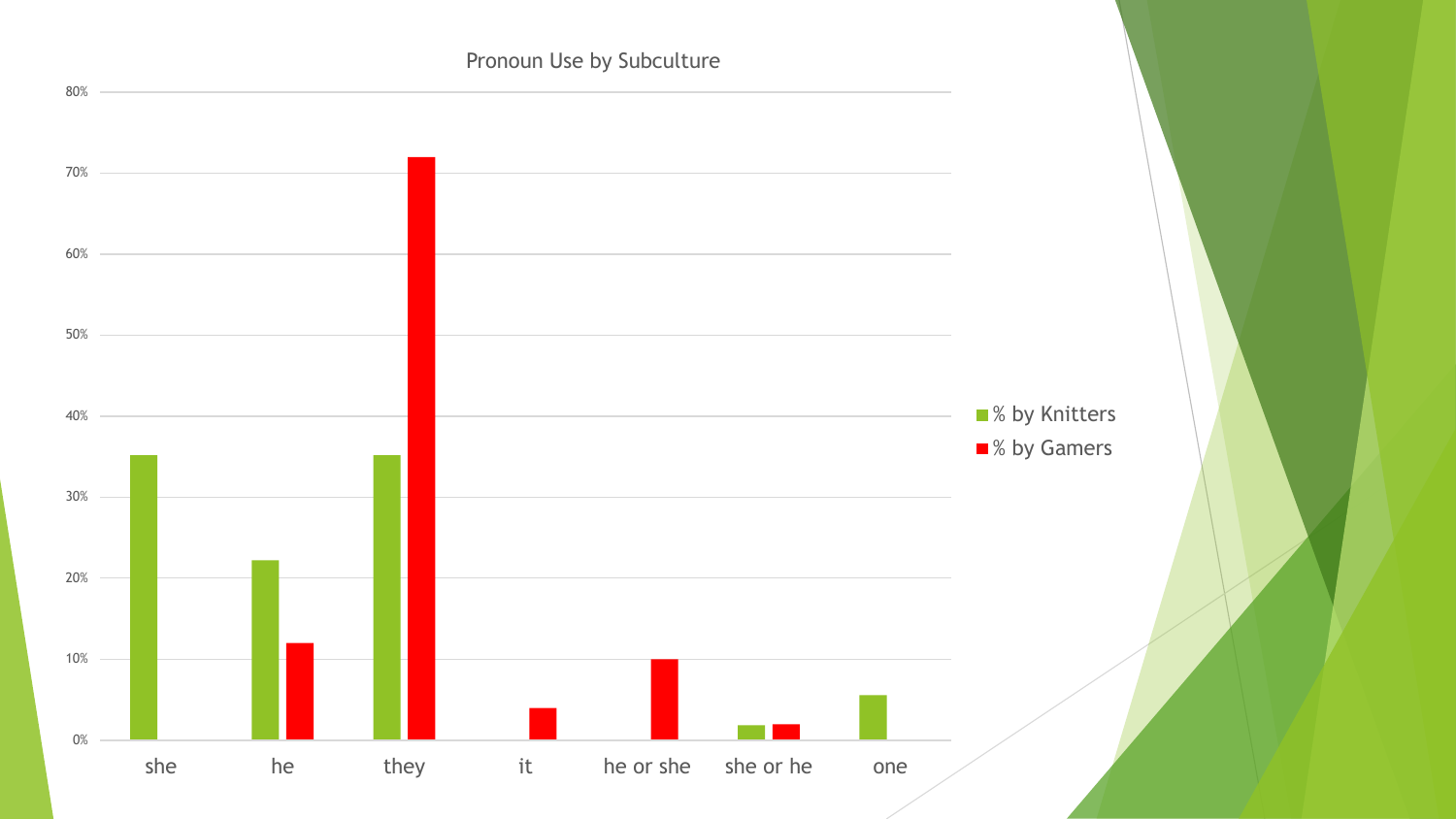## Pronoun Use by Subculture

80%
70%
60%
50%
40%
30%
20%
10%
0%

she | he | they | it | he or she | she or he | one

- % by Knitters
- % by Gamers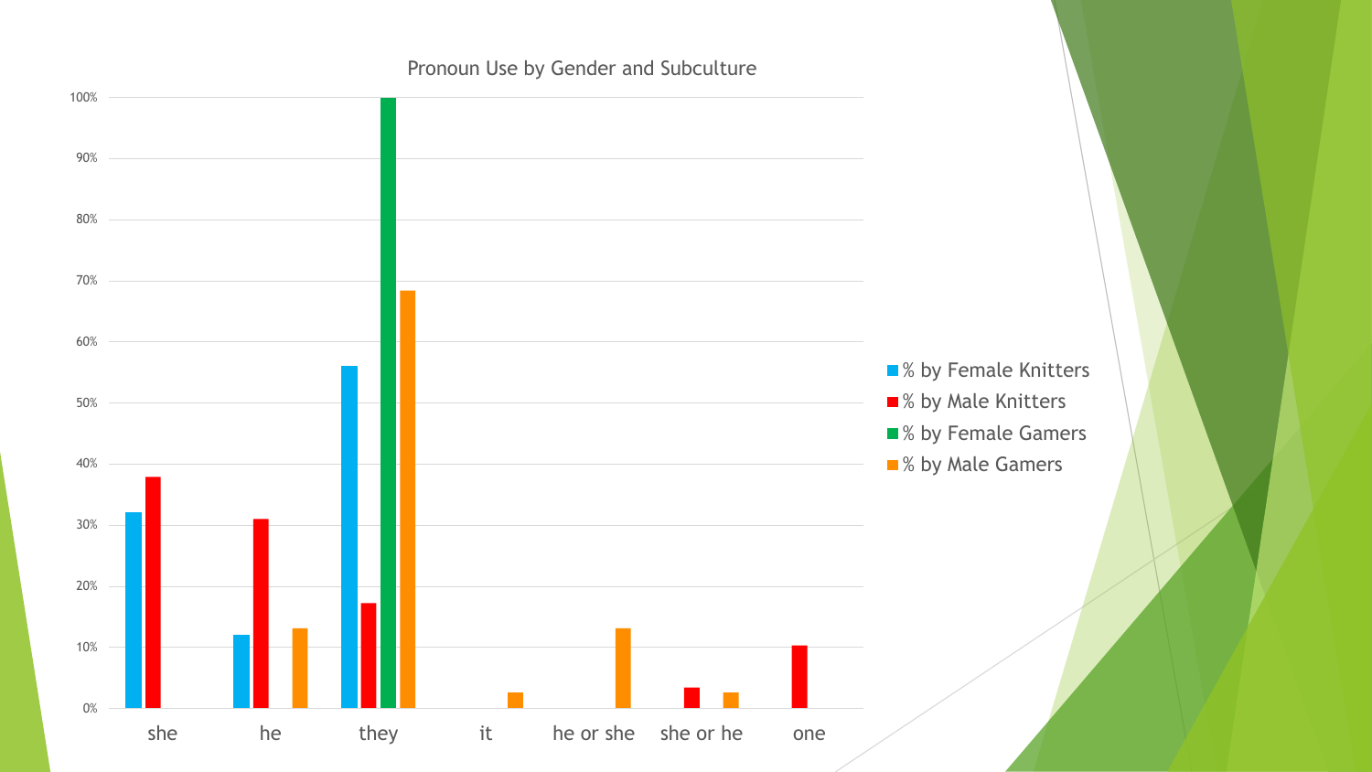## Pronoun Use by Gender and Subculture

| Pronoun | % by Female Knitters | % by Male Knitters | % by Female Gamers | % by Male Gamers |
|---|---|---|---|---|
| she | 32% | 38% | | |
| he | 12% | 31% | | 13% |
| they | 56% | 17% | 100% | 68% |
| it | | | | 3% |
| he or she | | | | 13% |
| she or he | | 3% | | 3% |
| one | | 10% | | |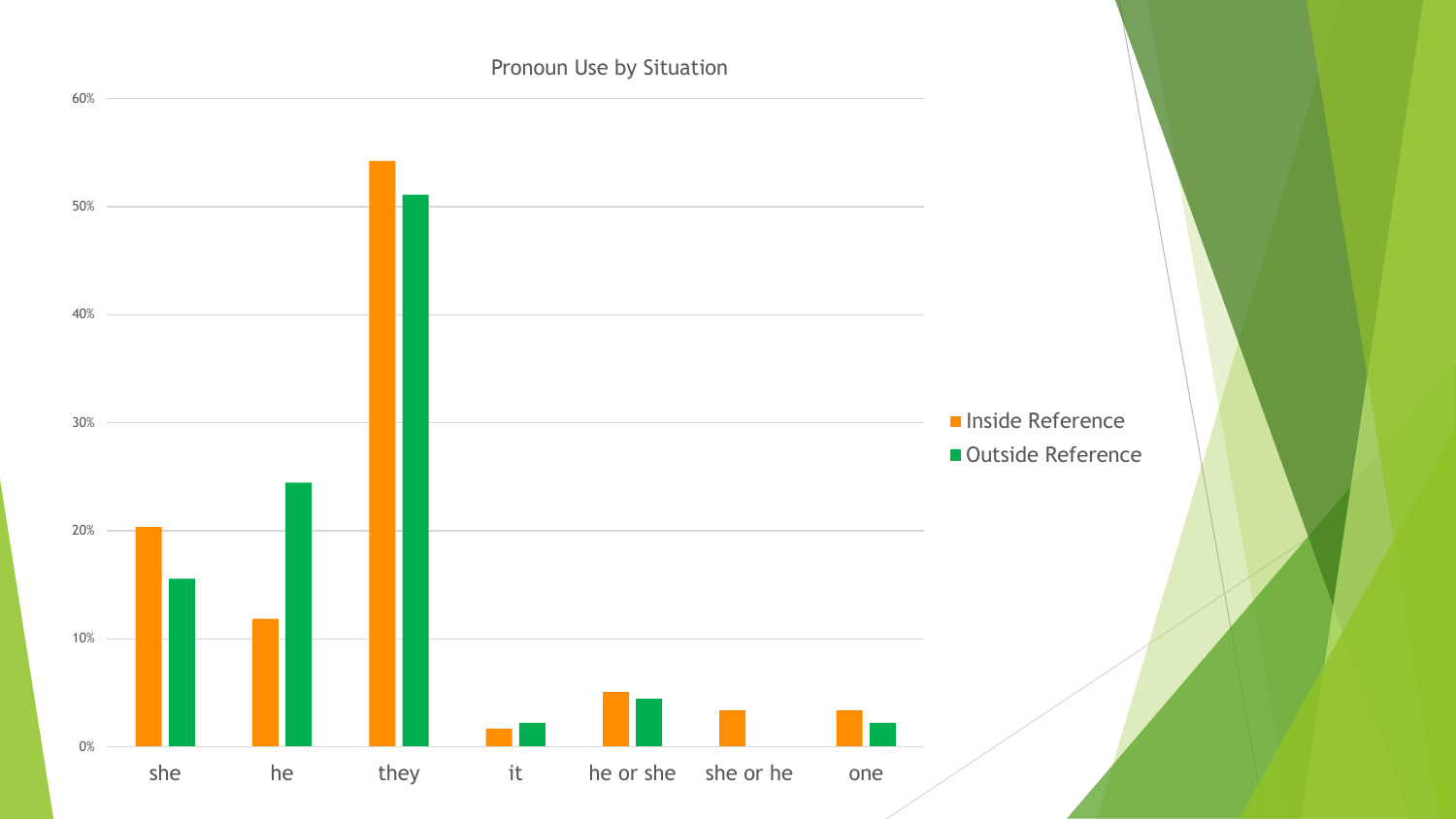## Pronoun Use by Situation

| Pronoun | Inside Reference | Outside Reference |
| --- | --- | --- |
| she | 20% | 16% |
| he | 12% | 24% |
| they | 54% | 51% |
| it | 2% | 2% |
| he or she | 5% | 4% |
| she or he | 3% | 0% |
| one | 3% | 2% |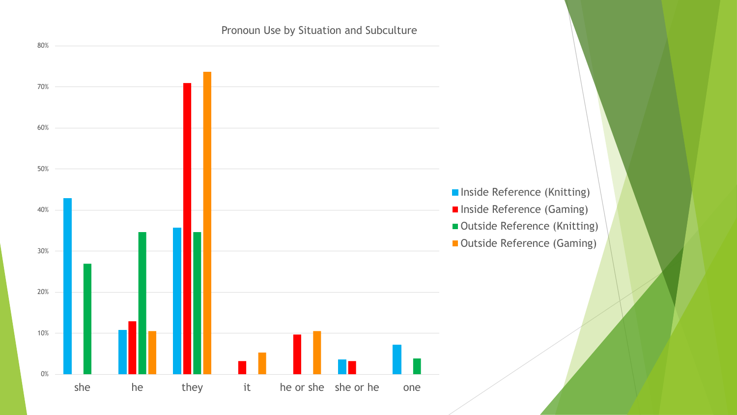## Pronoun Use by Situation and Subculture

| Pronoun | Inside Reference (Knitting) | Inside Reference (Gaming) | Outside Reference (Knitting) | Outside Reference (Gaming) |
|---|---|---|---|---|
| she | ~43% | | ~27% | |
| he | ~11% | ~13% | ~35% | ~10.5% |
| they | ~36% | ~71% | ~35% | ~74% |
| it | | ~3% | | ~5% |
| he or she | | ~10% | | ~10.5% |
| she or he | ~3.5% | ~3% | | |
| one | ~7% | | ~4% | |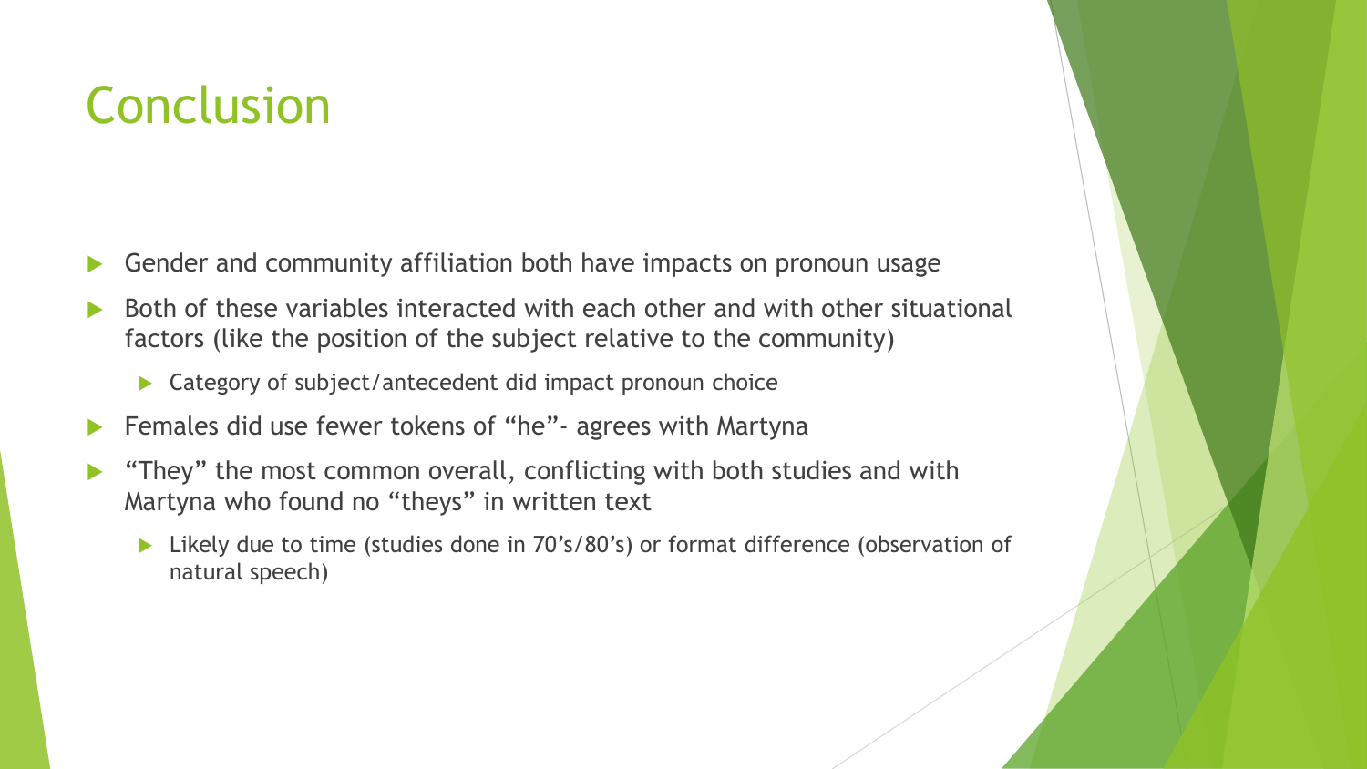# Conclusion

- Gender and community affiliation both have impacts on pronoun usage
- Both of these variables interacted with each other and with other situational factors (like the position of the subject relative to the community)
  - Category of subject/antecedent did impact pronoun choice
- Females did use fewer tokens of "he"- agrees with Martyna
- "They" the most common overall, conflicting with both studies and with Martyna who found no "theys" in written text
  - Likely due to time (studies done in 70's/80's) or format difference (observation of natural speech)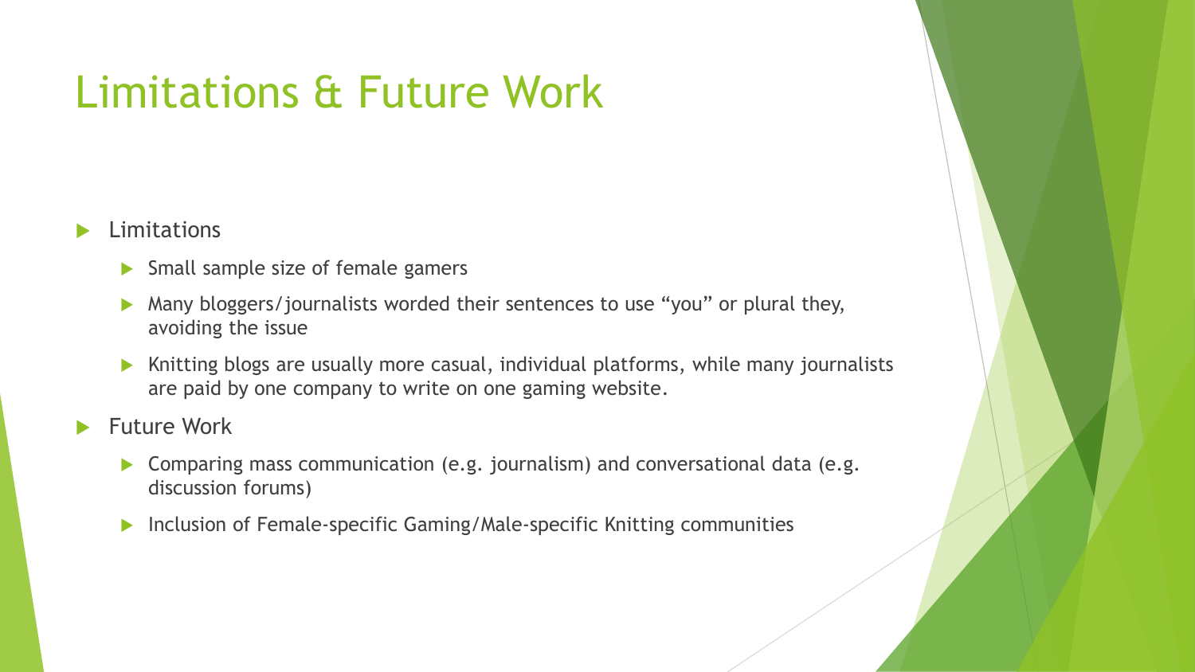# Limitations & Future Work

- Limitations
  - Small sample size of female gamers
  - Many bloggers/journalists worded their sentences to use “you” or plural they, avoiding the issue
  - Knitting blogs are usually more casual, individual platforms, while many journalists are paid by one company to write on one gaming website.
- Future Work
  - Comparing mass communication (e.g. journalism) and conversational data (e.g. discussion forums)
  - Inclusion of Female-specific Gaming/Male-specific Knitting communities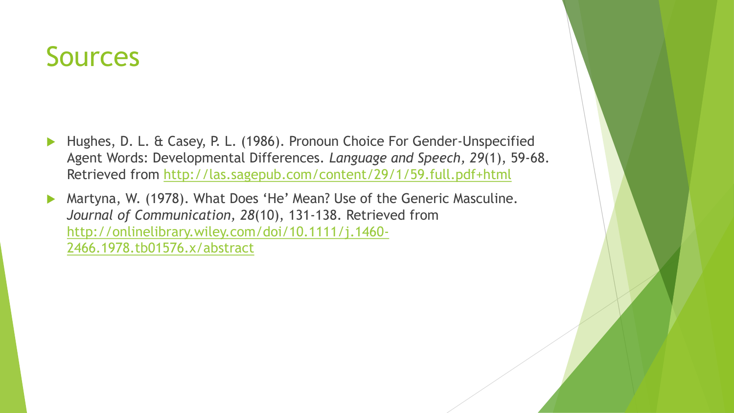# Sources

- Hughes, D. L. & Casey, P. L. (1986). Pronoun Choice For Gender-Unspecified Agent Words: Developmental Differences. *Language and Speech, 29*(1), 59-68. Retrieved from http://las.sagepub.com/content/29/1/59.full.pdf+html
- Martyna, W. (1978). What Does 'He' Mean? Use of the Generic Masculine. *Journal of Communication, 28*(10), 131-138. Retrieved from http://onlinelibrary.wiley.com/doi/10.1111/j.1460-2466.1978.tb01576.x/abstract